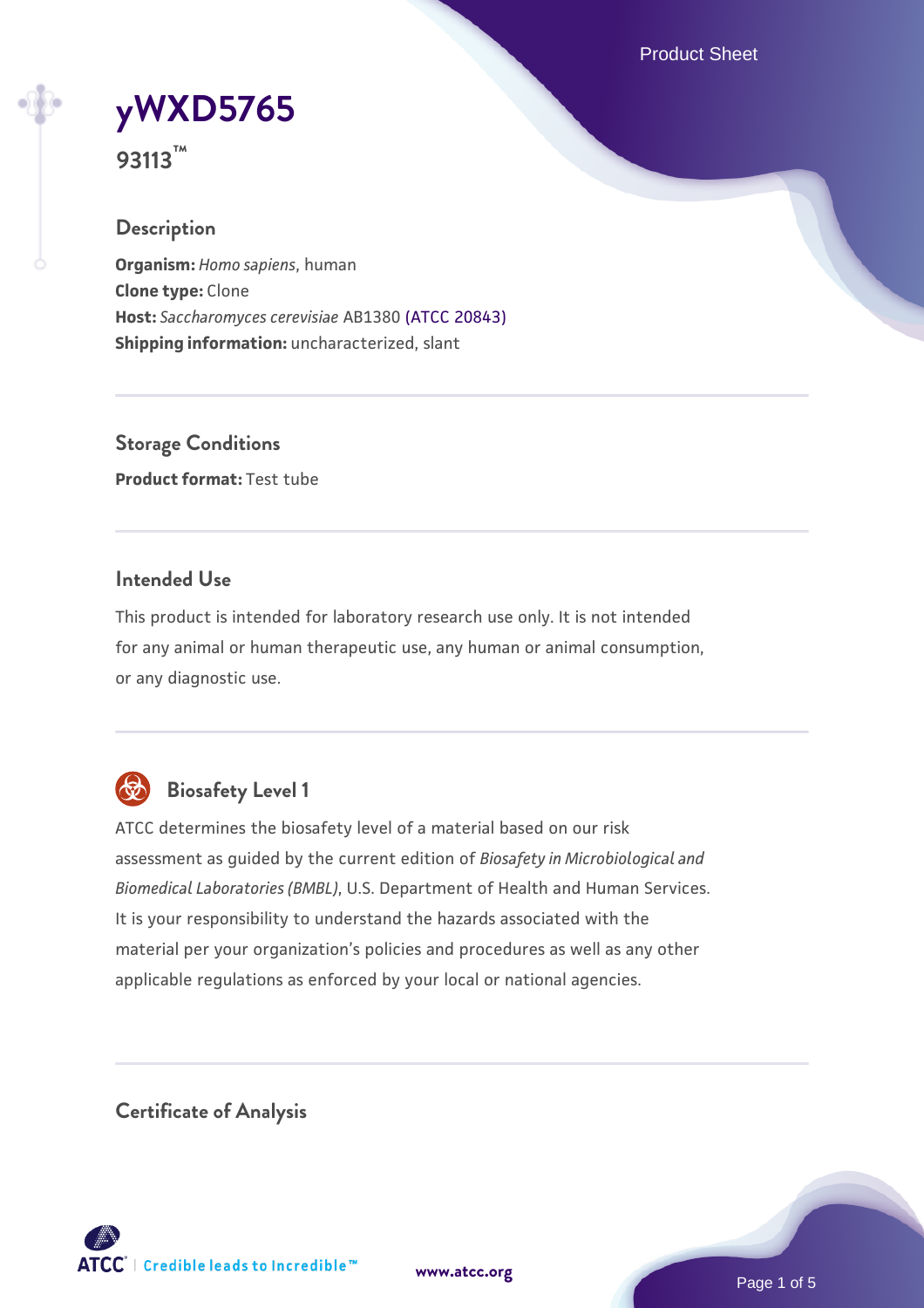# yWXD5765

**93113™**

## Description

**Organism:** *Homo sapiens*, human
**Clone type:** Clone
**Host:** *Saccharomyces cerevisiae* AB1380 (ATCC 20843)
**Shipping information:** uncharacterized, slant

## Storage Conditions

**Product format:** Test tube

## Intended Use

This product is intended for laboratory research use only. It is not intended for any animal or human therapeutic use, any human or animal consumption, or any diagnostic use.

## Biosafety Level 1

ATCC determines the biosafety level of a material based on our risk assessment as guided by the current edition of *Biosafety in Microbiological and Biomedical Laboratories (BMBL)*, U.S. Department of Health and Human Services. It is your responsibility to understand the hazards associated with the material per your organization's policies and procedures as well as any other applicable regulations as enforced by your local or national agencies.

## Certificate of Analysis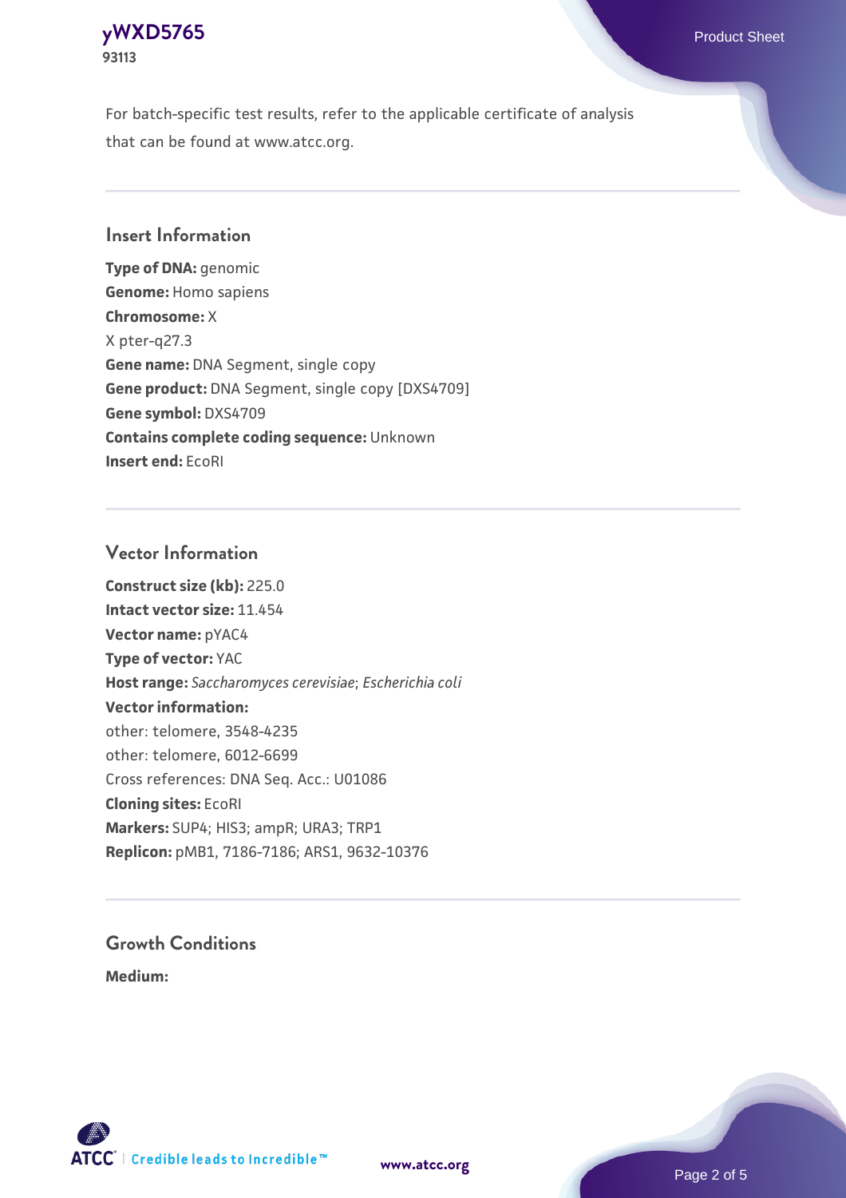For batch-specific test results, refer to the applicable certificate of analysis that can be found at www.atcc.org.

## Insert Information

**Type of DNA:** genomic
**Genome:** Homo sapiens
**Chromosome:** X
X pter-q27.3
**Gene name:** DNA Segment, single copy
**Gene product:** DNA Segment, single copy [DXS4709]
**Gene symbol:** DXS4709
**Contains complete coding sequence:** Unknown
**Insert end:** EcoRI

## Vector Information

**Construct size (kb):** 225.0
**Intact vector size:** 11.454
**Vector name:** pYAC4
**Type of vector:** YAC
**Host range:** *Saccharomyces cerevisiae*; *Escherichia coli*
**Vector information:**
other: telomere, 3548-4235
other: telomere, 6012-6699
Cross references: DNA Seq. Acc.: U01086
**Cloning sites:** EcoRI
**Markers:** SUP4; HIS3; ampR; URA3; TRP1
**Replicon:** pMB1, 7186-7186; ARS1, 9632-10376

## Growth Conditions

**Medium:**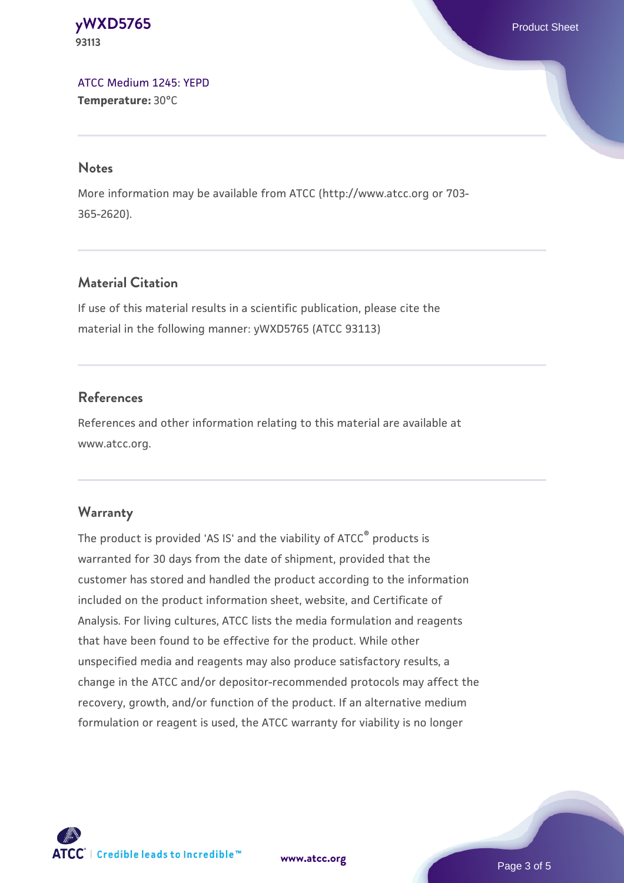[ATCC Medium 1245: YEPD](ATCC Medium 1245: YEPD)
**Temperature:** 30°C

## Notes

More information may be available from ATCC (http://www.atcc.org or 703-365-2620).

## Material Citation

If use of this material results in a scientific publication, please cite the material in the following manner: yWXD5765 (ATCC 93113)

## References

References and other information relating to this material are available at www.atcc.org.

## Warranty

The product is provided 'AS IS' and the viability of ATCC® products is warranted for 30 days from the date of shipment, provided that the customer has stored and handled the product according to the information included on the product information sheet, website, and Certificate of Analysis. For living cultures, ATCC lists the media formulation and reagents that have been found to be effective for the product. While other unspecified media and reagents may also produce satisfactory results, a change in the ATCC and/or depositor-recommended protocols may affect the recovery, growth, and/or function of the product. If an alternative medium formulation or reagent is used, the ATCC warranty for viability is no longer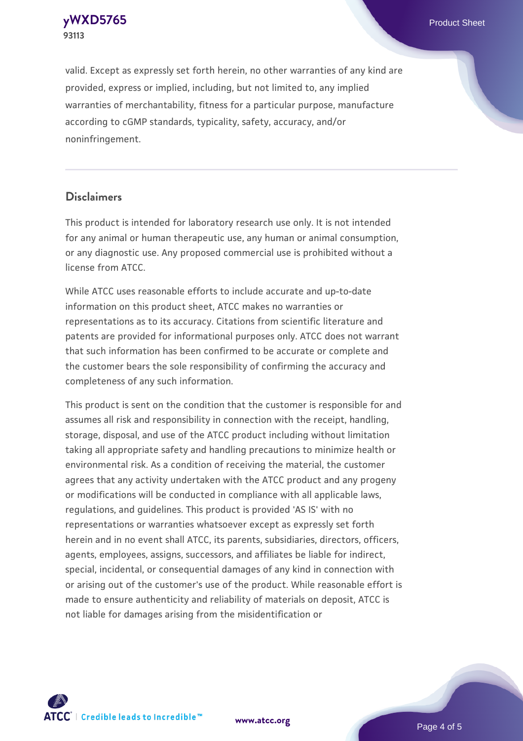valid. Except as expressly set forth herein, no other warranties of any kind are provided, express or implied, including, but not limited to, any implied warranties of merchantability, fitness for a particular purpose, manufacture according to cGMP standards, typicality, safety, accuracy, and/or noninfringement.

## Disclaimers

This product is intended for laboratory research use only. It is not intended for any animal or human therapeutic use, any human or animal consumption, or any diagnostic use. Any proposed commercial use is prohibited without a license from ATCC.

While ATCC uses reasonable efforts to include accurate and up-to-date information on this product sheet, ATCC makes no warranties or representations as to its accuracy. Citations from scientific literature and patents are provided for informational purposes only. ATCC does not warrant that such information has been confirmed to be accurate or complete and the customer bears the sole responsibility of confirming the accuracy and completeness of any such information.

This product is sent on the condition that the customer is responsible for and assumes all risk and responsibility in connection with the receipt, handling, storage, disposal, and use of the ATCC product including without limitation taking all appropriate safety and handling precautions to minimize health or environmental risk. As a condition of receiving the material, the customer agrees that any activity undertaken with the ATCC product and any progeny or modifications will be conducted in compliance with all applicable laws, regulations, and guidelines. This product is provided 'AS IS' with no representations or warranties whatsoever except as expressly set forth herein and in no event shall ATCC, its parents, subsidiaries, directors, officers, agents, employees, assigns, successors, and affiliates be liable for indirect, special, incidental, or consequential damages of any kind in connection with or arising out of the customer's use of the product. While reasonable effort is made to ensure authenticity and reliability of materials on deposit, ATCC is not liable for damages arising from the misidentification or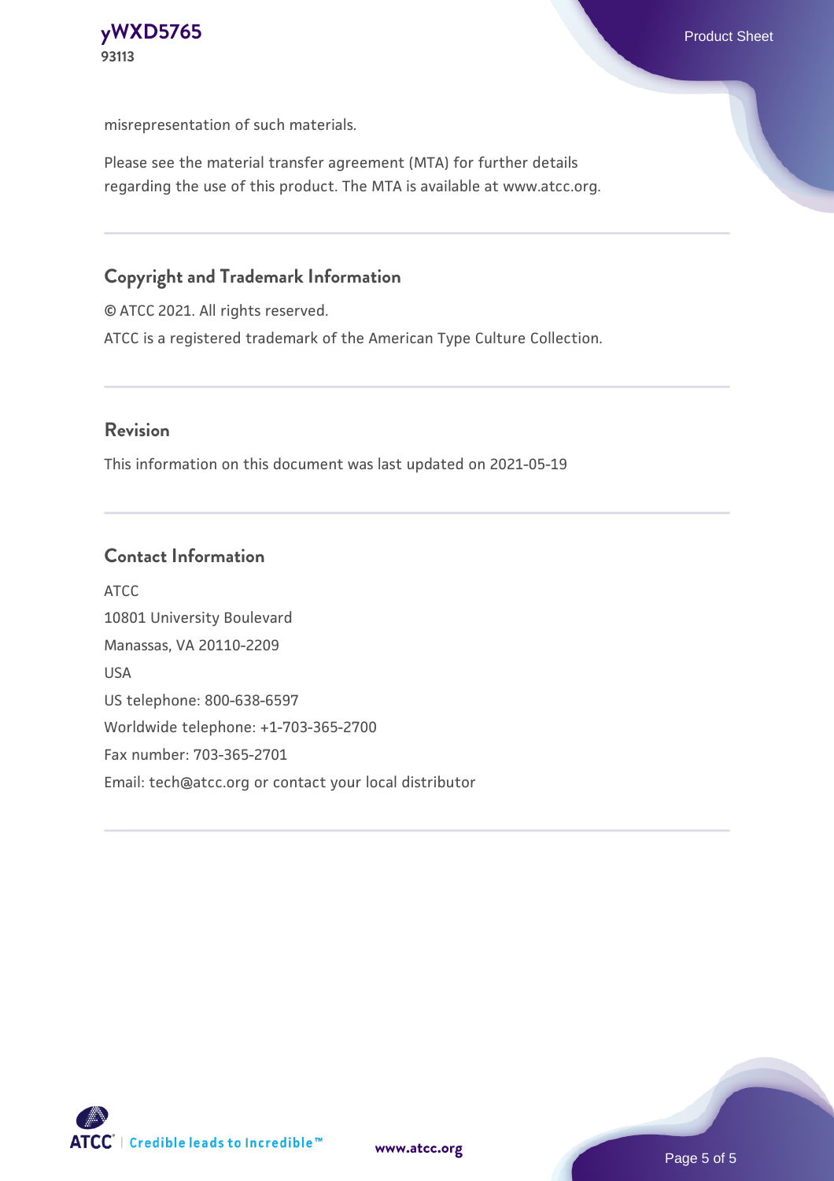misrepresentation of such materials.

Please see the material transfer agreement (MTA) for further details regarding the use of this product. The MTA is available at www.atcc.org.

## Copyright and Trademark Information

© ATCC 2021. All rights reserved.

ATCC is a registered trademark of the American Type Culture Collection.

## Revision

This information on this document was last updated on 2021-05-19

## Contact Information

ATCC
10801 University Boulevard
Manassas, VA 20110-2209
USA
US telephone: 800-638-6597
Worldwide telephone: +1-703-365-2700
Fax number: 703-365-2701
Email: tech@atcc.org or contact your local distributor